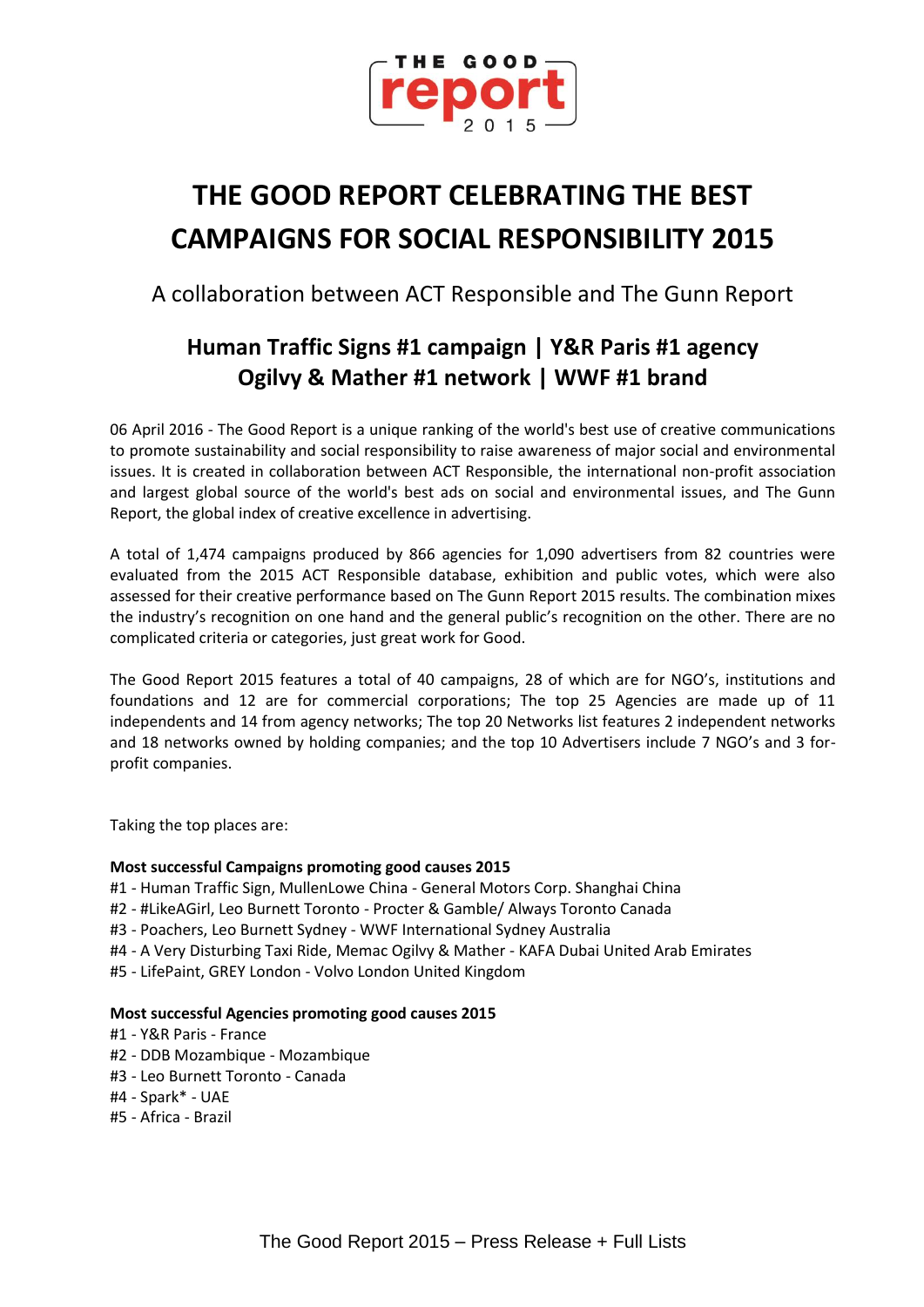THE GOOD report 2015

# THE GOOD REPORT CELEBRATING THE BEST CAMPAIGNS FOR SOCIAL RESPONSIBILITY 2015

A collaboration between ACT Responsible and The Gunn Report

## Human Traffic Signs #1 campaign | Y&R Paris #1 agency
## Ogilvy & Mather #1 network | WWF #1 brand

06 April 2016 - The Good Report is a unique ranking of the world's best use of creative communications to promote sustainability and social responsibility to raise awareness of major social and environmental issues. It is created in collaboration between ACT Responsible, the international non-profit association and largest global source of the world's best ads on social and environmental issues, and The Gunn Report, the global index of creative excellence in advertising.

A total of 1,474 campaigns produced by 866 agencies for 1,090 advertisers from 82 countries were evaluated from the 2015 ACT Responsible database, exhibition and public votes, which were also assessed for their creative performance based on The Gunn Report 2015 results. The combination mixes the industry's recognition on one hand and the general public's recognition on the other. There are no complicated criteria or categories, just great work for Good.

The Good Report 2015 features a total of 40 campaigns, 28 of which are for NGO's, institutions and foundations and 12 are for commercial corporations; The top 25 Agencies are made up of 11 independents and 14 from agency networks; The top 20 Networks list features 2 independent networks and 18 networks owned by holding companies; and the top 10 Advertisers include 7 NGO's and 3 for-profit companies.

Taking the top places are:

**Most successful Campaigns promoting good causes 2015**

#1 - Human Traffic Sign, MullenLowe China - General Motors Corp. Shanghai China
#2 - #LikeAGirl, Leo Burnett Toronto - Procter & Gamble/ Always Toronto Canada
#3 - Poachers, Leo Burnett Sydney - WWF International Sydney Australia
#4 - A Very Disturbing Taxi Ride, Memac Ogilvy & Mather - KAFA Dubai United Arab Emirates
#5 - LifePaint, GREY London - Volvo London United Kingdom

**Most successful Agencies promoting good causes 2015**

#1 - Y&R Paris - France
#2 - DDB Mozambique - Mozambique
#3 - Leo Burnett Toronto - Canada
#4 - Spark* - UAE
#5 - Africa - Brazil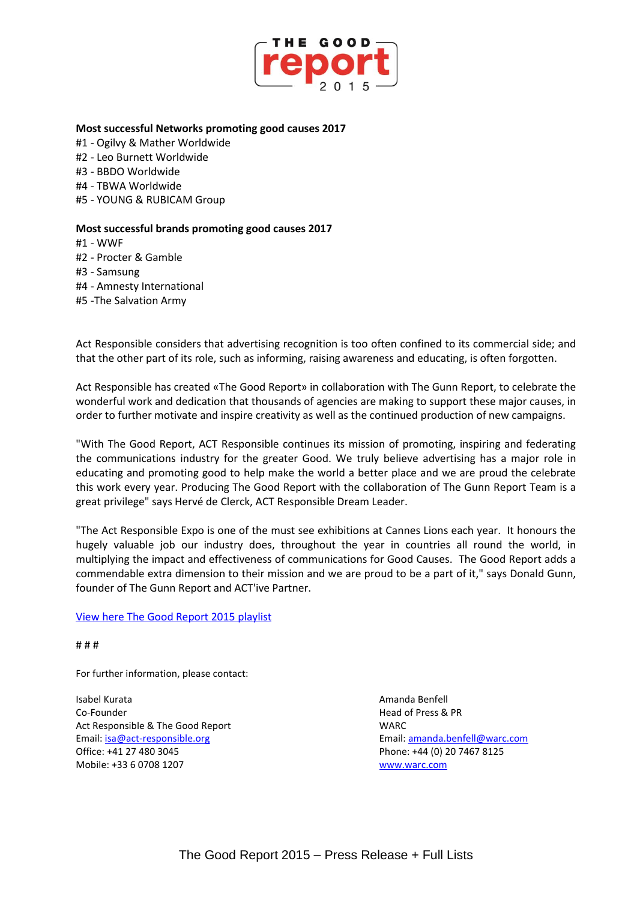**Most successful Networks promoting good causes 2017**

#1 - Ogilvy & Mather Worldwide
#2 - Leo Burnett Worldwide
#3 - BBDO Worldwide
#4 - TBWA Worldwide
#5 - YOUNG & RUBICAM Group

**Most successful brands promoting good causes 2017**

#1 - WWF
#2 - Procter & Gamble
#3 - Samsung
#4 - Amnesty International
#5 -The Salvation Army

Act Responsible considers that advertising recognition is too often confined to its commercial side; and that the other part of its role, such as informing, raising awareness and educating, is often forgotten.

Act Responsible has created «The Good Report» in collaboration with The Gunn Report, to celebrate the wonderful work and dedication that thousands of agencies are making to support these major causes, in order to further motivate and inspire creativity as well as the continued production of new campaigns.

"With The Good Report, ACT Responsible continues its mission of promoting, inspiring and federating the communications industry for the greater Good. We truly believe advertising has a major role in educating and promoting good to help make the world a better place and we are proud the celebrate this work every year. Producing The Good Report with the collaboration of The Gunn Report Team is a great privilege" says Hervé de Clerck, ACT Responsible Dream Leader.

"The Act Responsible Expo is one of the must see exhibitions at Cannes Lions each year. It honours the hugely valuable job our industry does, throughout the year in countries all round the world, in multiplying the impact and effectiveness of communications for Good Causes. The Good Report adds a commendable extra dimension to their mission and we are proud to be a part of it," says Donald Gunn, founder of The Gunn Report and ACT'ive Partner.

View here The Good Report 2015 playlist

# # #

For further information, please contact:

Isabel Kurata
Co-Founder
Act Responsible & The Good Report
Email: isa@act-responsible.org
Office: +41 27 480 3045
Mobile: +33 6 0708 1207

Amanda Benfell
Head of Press & PR
WARC
Email: amanda.benfell@warc.com
Phone: +44 (0) 20 7467 8125
www.warc.com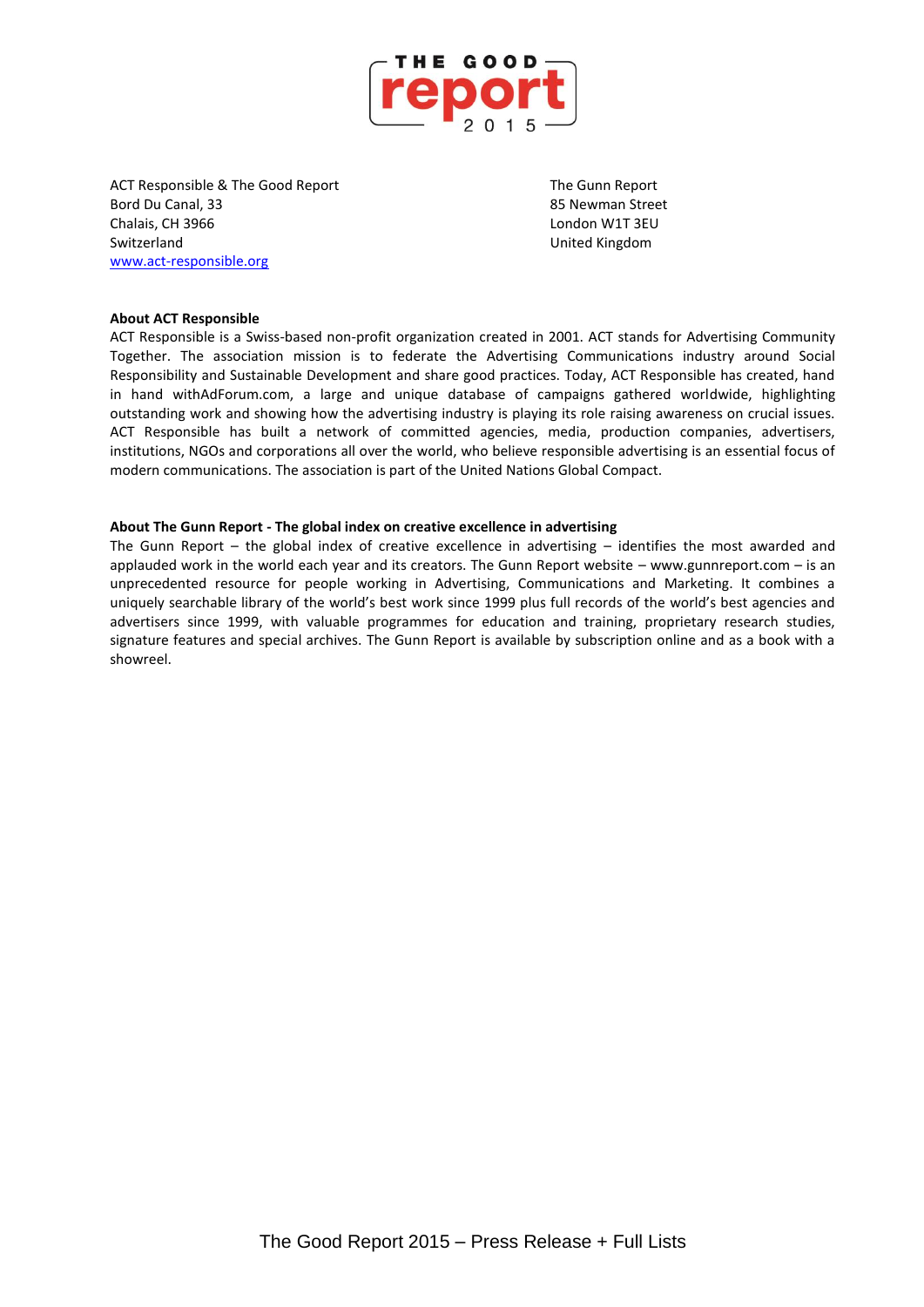ACT Responsible & The Good Report
Bord Du Canal, 33
Chalais, CH 3966
Switzerland
www.act-responsible.org

The Gunn Report
85 Newman Street
London W1T 3EU
United Kingdom

**About ACT Responsible**

ACT Responsible is a Swiss-based non-profit organization created in 2001. ACT stands for Advertising Community Together. The association mission is to federate the Advertising Communications industry around Social Responsibility and Sustainable Development and share good practices. Today, ACT Responsible has created, hand in hand withAdForum.com, a large and unique database of campaigns gathered worldwide, highlighting outstanding work and showing how the advertising industry is playing its role raising awareness on crucial issues. ACT Responsible has built a network of committed agencies, media, production companies, advertisers, institutions, NGOs and corporations all over the world, who believe responsible advertising is an essential focus of modern communications. The association is part of the United Nations Global Compact.

**About The Gunn Report - The global index on creative excellence in advertising**

The Gunn Report – the global index of creative excellence in advertising – identifies the most awarded and applauded work in the world each year and its creators. The Gunn Report website – www.gunnreport.com – is an unprecedented resource for people working in Advertising, Communications and Marketing. It combines a uniquely searchable library of the world's best work since 1999 plus full records of the world's best agencies and advertisers since 1999, with valuable programmes for education and training, proprietary research studies, signature features and special archives. The Gunn Report is available by subscription online and as a book with a showreel.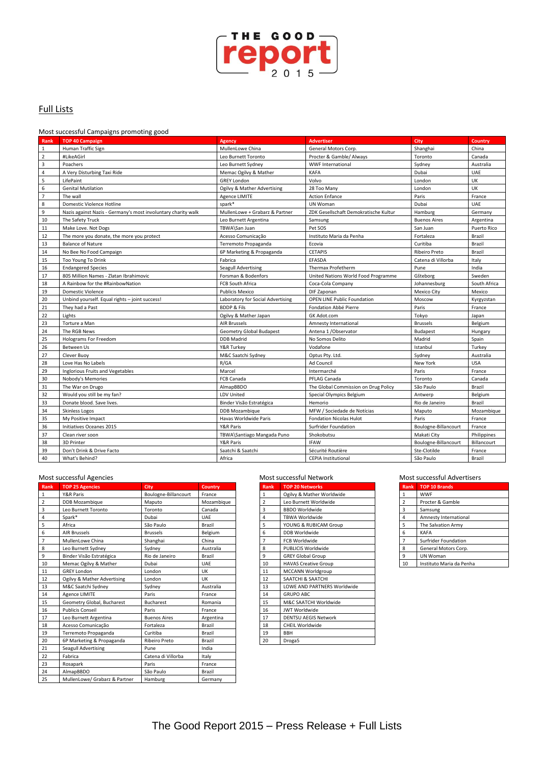# THE GOOD report 2015

## Full Lists

Most successful Campaigns promoting good

| Rank | TOP 40 Campaign | Agency | Advertiser | City | Country |
| --- | --- | --- | --- | --- | --- |
| 1 | Human Traffic Sign | MullenLowe China | General Motors Corp. | Shanghai | China |
| 2 | #LikeAGirl | Leo Burnett Toronto | Procter & Gamble/ Always | Toronto | Canada |
| 3 | Poachers | Leo Burnett Sydney | WWF International | Sydney | Australia |
| 4 | A Very Disturbing Taxi Ride | Memac Ogilvy & Mather | KAFA | Dubai | UAE |
| 5 | LifePaint | GREY London | Volvo | London | UK |
| 6 | Genital Mutilation | Ogilvy & Mather Advertising | 28 Too Many | London | UK |
| 7 | The wall | Agence LIMITE | Action Enfance | Paris | France |
| 8 | Domestic Violence Hotline | spark* | UN Woman | Dubai | UAE |
| 9 | Nazis against Nazis - Germany's most involuntary charity walk | MullenLowe + Grabarz & Partner | ZDK Gesellschaft Demokratische Kultur | Hamburg | Germany |
| 10 | The Safety Truck | Leo Burnett Argentina | Samsung | Buenos Aires | Argentina |
| 11 | Make Love. Not Dogs | TBWA\San Juan | Pet SOS | San Juan | Puerto Rico |
| 12 | The more you donate, the more you protect | Acesso Comunicação | Instituto Maria da Penha | Fortaleza | Brazil |
| 13 | Balance of Nature | Terremoto Propaganda | Ecovia | Curitiba | Brazil |
| 14 | No Bee No Food Campaign | 6P Marketing & Propaganda | CETAPIS | Ribeiro Preto | Brazil |
| 15 | Too Young To Drink | Fabrica | EFASDA | Catena di Villorba | Italy |
| 16 | Endangered Species | Seagull Advertising | Thermax Profetherm | Pune | India |
| 17 | 805 Million Names - Zlatan Ibrahimovic | Forsman & Bodenfors | United Nations World Food Programme | Gšteborg | Sweden |
| 18 | A Rainbow for the #RainbowNation | FCB South Africa | Coca-Cola Company | Johannesburg | South Africa |
| 19 | Domestic Violence | Publicis Mexico | DIF Zaponan | Mexico City | Mexico |
| 20 | Unbind yourself. Equal rights – joint success! | Laboratory for Social Advertising | OPEN LINE Public Foundation | Moscow | Kyrgyzstan |
| 21 | They had a Past | BDDP & Fils | Fondation Abbé Pierre | Paris | France |
| 22 | Lights | Ogilvy & Mather Japan | GK Adot.com | Tokyo | Japan |
| 23 | Torture a Man | AIR Brussels | Amnesty International | Brussels | Belgium |
| 24 | The RGB News | Geometry Global Budapest | Antena 1 /Observator | Budapest | Hungary |
| 25 | Holograms For Freedom | DDB Madrid | No Somos Delito | Madrid | Spain |
| 26 | Between Us | Y&R Turkey | Vodafone | Istanbul | Turkey |
| 27 | Clever Buoy | M&C Saatchi Sydney | Optus Pty. Ltd. | Sydney | Australia |
| 28 | Love Has No Labels | R/GA | Ad Council | New York | USA |
| 29 | Inglorious Fruits and Vegetables | Marcel | Intermarché | Paris | France |
| 30 | Nobody's Memories | FCB Canada | PFLAG Canada | Toronto | Canada |
| 31 | The War on Drugo | AlmapBBDO | The Global Commission on Drug Policy | São Paulo | Brazil |
| 32 | Would you still be my fan? | LDV United | Special Olympics Belgium | Antwerp | Belgium |
| 33 | Donate blood. Save lives. | Binder Visão Estratégica | Hemorio | Rio de Janeiro | Brazil |
| 34 | Skinless Logos | DDB Mozambique | MFW / Sociedade de Notícias | Maputo | Mozambique |
| 35 | My Positive Impact | Havas Worldwide Paris | Fondation Nicolas Hulot | Paris | France |
| 36 | Initiatives Oceanes 2015 | Y&R Paris | Surfrider Foundation | Boulogne-Billancourt | France |
| 37 | Clean river soon | TBWA\Santiago Mangada Puno | Shokobutsu | Makati City | Philippines |
| 38 | 3D Printer | Y&R Paris | IFAW | Boulogne-Billancourt | Billancourt |
| 39 | Don't Drink & Drive Facto | Saatchi & Saatchi | Sécurité Routière | Ste-Clotilde | France |
| 40 | What's Behind? | Africa | CEPIA Institutional | São Paulo | Brazil |

Most successful Agencies

| Rank | TOP 25 Agencies | City | Country |
| --- | --- | --- | --- |
| 1 | Y&R Paris | Boulogne-Billancourt | France |
| 2 | DDB Mozambique | Maputo | Mozambique |
| 3 | Leo Burnett Toronto | Toronto | Canada |
| 4 | Spark* | Dubai | UAE |
| 5 | Africa | São Paulo | Brazil |
| 6 | AIR Brussels | Brussels | Belgium |
| 7 | MullenLowe China | Shanghai | China |
| 8 | Leo Burnett Sydney | Sydney | Australia |
| 9 | Binder Visão Estratégica | Rio de Janeiro | Brazil |
| 10 | Memac Ogilvy & Mather | Dubai | UAE |
| 11 | GREY London | London | UK |
| 12 | Ogilvy & Mather Advertising | London | UK |
| 13 | M&C Saatchi Sydney | Sydney | Australia |
| 14 | Agence LIMITE | Paris | France |
| 15 | Geometry Global, Bucharest | Bucharest | Romania |
| 16 | Publicis Conseil | Paris | France |
| 17 | Leo Burnett Argentina | Buenos Aires | Argentina |
| 18 | Acesso Comunicação | Fortaleza | Brazil |
| 19 | Terremoto Propaganda | Curitiba | Brazil |
| 20 | 6P Marketing & Propaganda | Ribeiro Preto | Brazil |
| 21 | Seagull Advertising | Pune | India |
| 22 | Fabrica | Catena di Villorba | Italy |
| 23 | Rosapark | Paris | France |
| 24 | AlmapBBDO | São Paulo | Brazil |
| 25 | MullenLowe/ Grabarz & Partner | Hamburg | Germany |

Most successful Network

| Rank | TOP 20 Networks |
| --- | --- |
| 1 | Ogilvy & Mather Worldwide |
| 2 | Leo Burnett Worldwide |
| 3 | BBDO Worldwide |
| 4 | TBWA Worldwide |
| 5 | YOUNG & RUBICAM Group |
| 6 | DDB Worldwide |
| 7 | FCB Worldwide |
| 8 | PUBLICIS Worldwide |
| 9 | GREY Global Group |
| 10 | HAVAS Creative Group |
| 11 | MCCANN Worldgroup |
| 12 | SAATCHI & SAATCHI |
| 13 | LOWE AND PARTNERS Worldwide |
| 14 | GRUPO ABC |
| 15 | M&C SAATCHI Worldwide |
| 16 | JWT Worldwide |
| 17 | DENTSU AEGIS Network |
| 18 | CHEIL Worldwide |
| 19 | BBH |
| 20 | Droga5 |

Most successful Advertisers

| Rank | TOP 10 Brands |
| --- | --- |
| 1 | WWF |
| 2 | Procter & Gamble |
| 3 | Samsung |
| 4 | Amnesty International |
| 5 | The Salvation Army |
| 6 | KAFA |
| 7 | Surfrider Foundation |
| 8 | General Motors Corp. |
| 9 | UN Woman |
| 10 | Instituto Maria da Penha |

The Good Report 2015 – Press Release + Full Lists